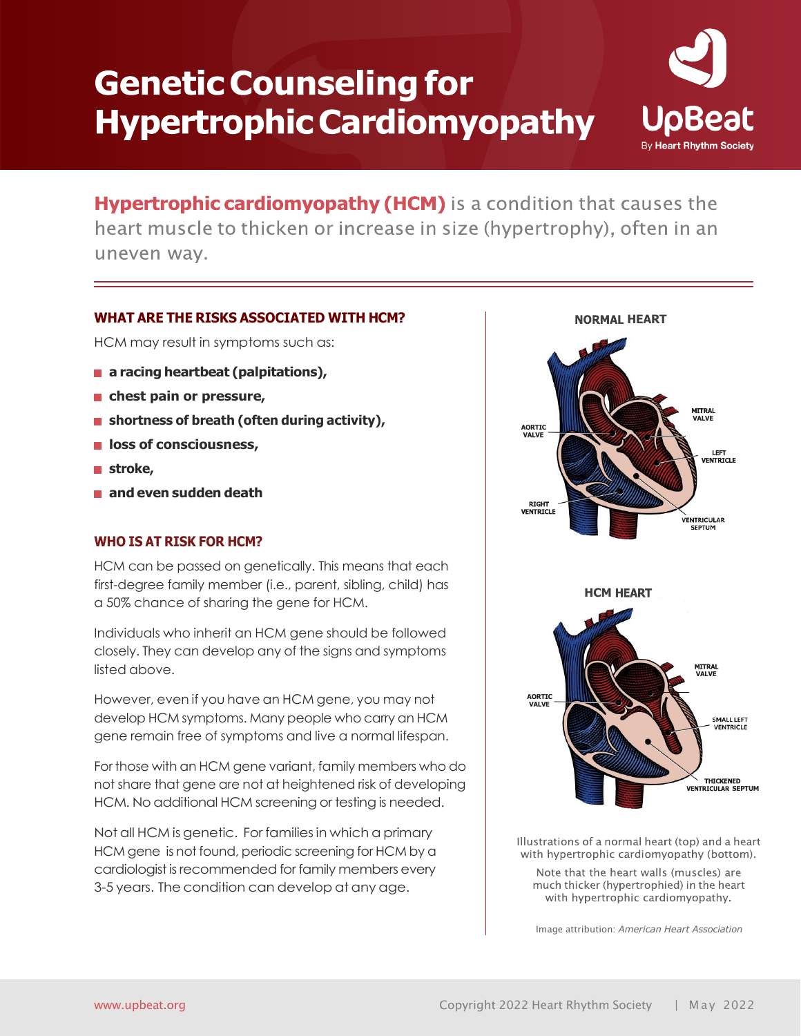# Genetic Counseling for Hypertrophic Cardiomyopathy

UpBeat
By Heart Rhythm Society

**Hypertrophic cardiomyopathy (HCM)** is a condition that causes the heart muscle to thicken or increase in size (hypertrophy), often in an uneven way.

## WHAT ARE THE RISKS ASSOCIATED WITH HCM?

HCM may result in symptoms such as:

- **a racing heartbeat (palpitations),**
- **chest pain or pressure,**
- **shortness of breath (often during activity),**
- **loss of consciousness,**
- **stroke,**
- **and even sudden death**

## WHO IS AT RISK FOR HCM?

HCM can be passed on genetically. This means that each first-degree family member (i.e., parent, sibling, child) has a 50% chance of sharing the gene for HCM.

Individuals who inherit an HCM gene should be followed closely. They can develop any of the signs and symptoms listed above.

However, even if you have an HCM gene, you may not develop HCM symptoms. Many people who carry an HCM gene remain free of symptoms and live a normal lifespan.

For those with an HCM gene variant, family members who do not share that gene are not at heightened risk of developing HCM. No additional HCM screening or testing is needed.

Not all HCM is genetic. For families in which a primary HCM gene is not found, periodic screening for HCM by a cardiologist is recommended for family members every 3-5 years. The condition can develop at any age.

**NORMAL HEART**

AORTIC VALVE · MITRAL VALVE · LEFT VENTRICLE · RIGHT VENTRICLE · VENTRICULAR SEPTUM

**HCM HEART**

AORTIC VALVE · MITRAL VALVE · SMALL LEFT VENTRICLE · THICKENED VENTRICULAR SEPTUM

Illustrations of a normal heart (top) and a heart with hypertrophic cardiomyopathy (bottom).

Note that the heart walls (muscles) are much thicker (hypertrophied) in the heart with hypertrophic cardiomyopathy.

Image attribution: *American Heart Association*

www.upbeat.org

Copyright 2022 Heart Rhythm Society | May 2022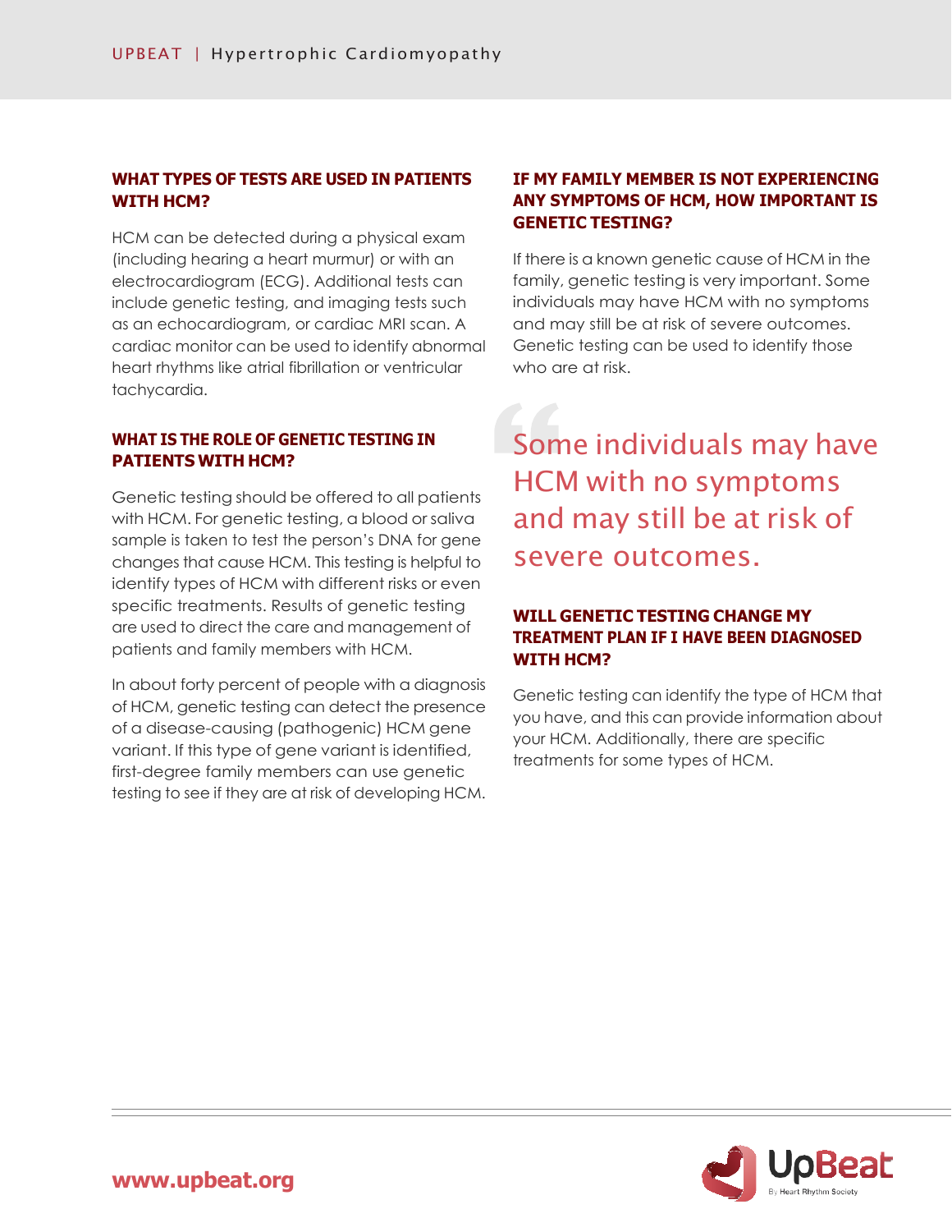## WHAT TYPES OF TESTS ARE USED IN PATIENTS WITH HCM?

HCM can be detected during a physical exam (including hearing a heart murmur) or with an electrocardiogram (ECG). Additional tests can include genetic testing, and imaging tests such as an echocardiogram, or cardiac MRI scan. A cardiac monitor can be used to identify abnormal heart rhythms like atrial fibrillation or ventricular tachycardia.

## WHAT IS THE ROLE OF GENETIC TESTING IN PATIENTS WITH HCM?

Genetic testing should be offered to all patients with HCM. For genetic testing, a blood or saliva sample is taken to test the person's DNA for gene changes that cause HCM. This testing is helpful to identify types of HCM with different risks or even specific treatments. Results of genetic testing are used to direct the care and management of patients and family members with HCM.

In about forty percent of people with a diagnosis of HCM, genetic testing can detect the presence of a disease-causing (pathogenic) HCM gene variant. If this type of gene variant is identified, first-degree family members can use genetic testing to see if they are at risk of developing HCM.

## IF MY FAMILY MEMBER IS NOT EXPERIENCING ANY SYMPTOMS OF HCM, HOW IMPORTANT IS GENETIC TESTING?

If there is a known genetic cause of HCM in the family, genetic testing is very important. Some individuals may have HCM with no symptoms and may still be at risk of severe outcomes. Genetic testing can be used to identify those who are at risk.

> "Some individuals may have HCM with no symptoms and may still be at risk of severe outcomes.

## WILL GENETIC TESTING CHANGE MY TREATMENT PLAN IF I HAVE BEEN DIAGNOSED WITH HCM?

Genetic testing can identify the type of HCM that you have, and this can provide information about your HCM. Additionally, there are specific treatments for some types of HCM.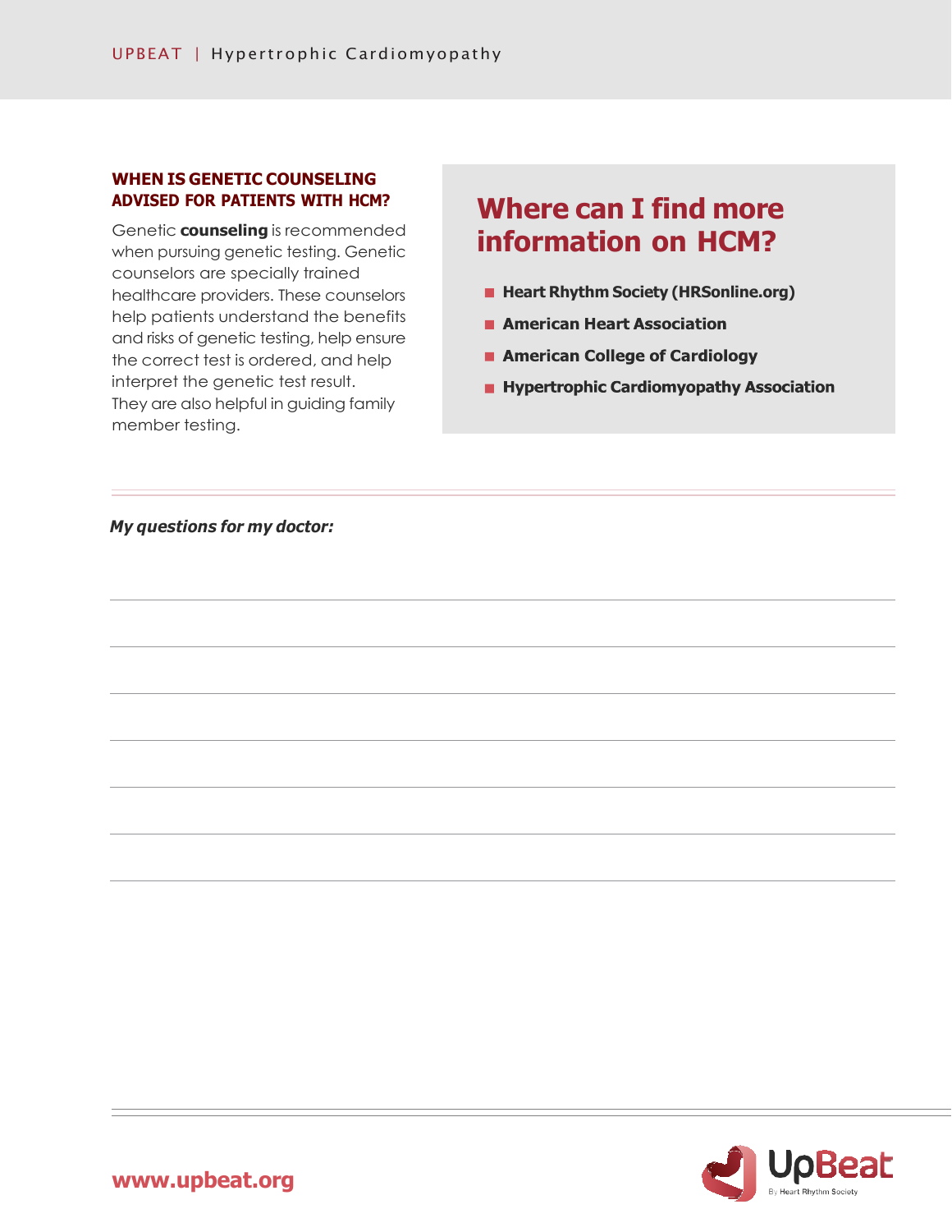## WHEN IS GENETIC COUNSELING ADVISED FOR PATIENTS WITH HCM?

Genetic **counseling** is recommended when pursuing genetic testing. Genetic counselors are specially trained healthcare providers. These counselors help patients understand the benefits and risks of genetic testing, help ensure the correct test is ordered, and help interpret the genetic test result. They are also helpful in guiding family member testing.

## Where can I find more information on HCM?

- **Heart Rhythm Society (HRSonline.org)**
- **American Heart Association**
- **American College of Cardiology**
- **Hypertrophic Cardiomyopathy Association**

***My questions for my doctor:***

**www.upbeat.org**

UpBeat By Heart Rhythm Society